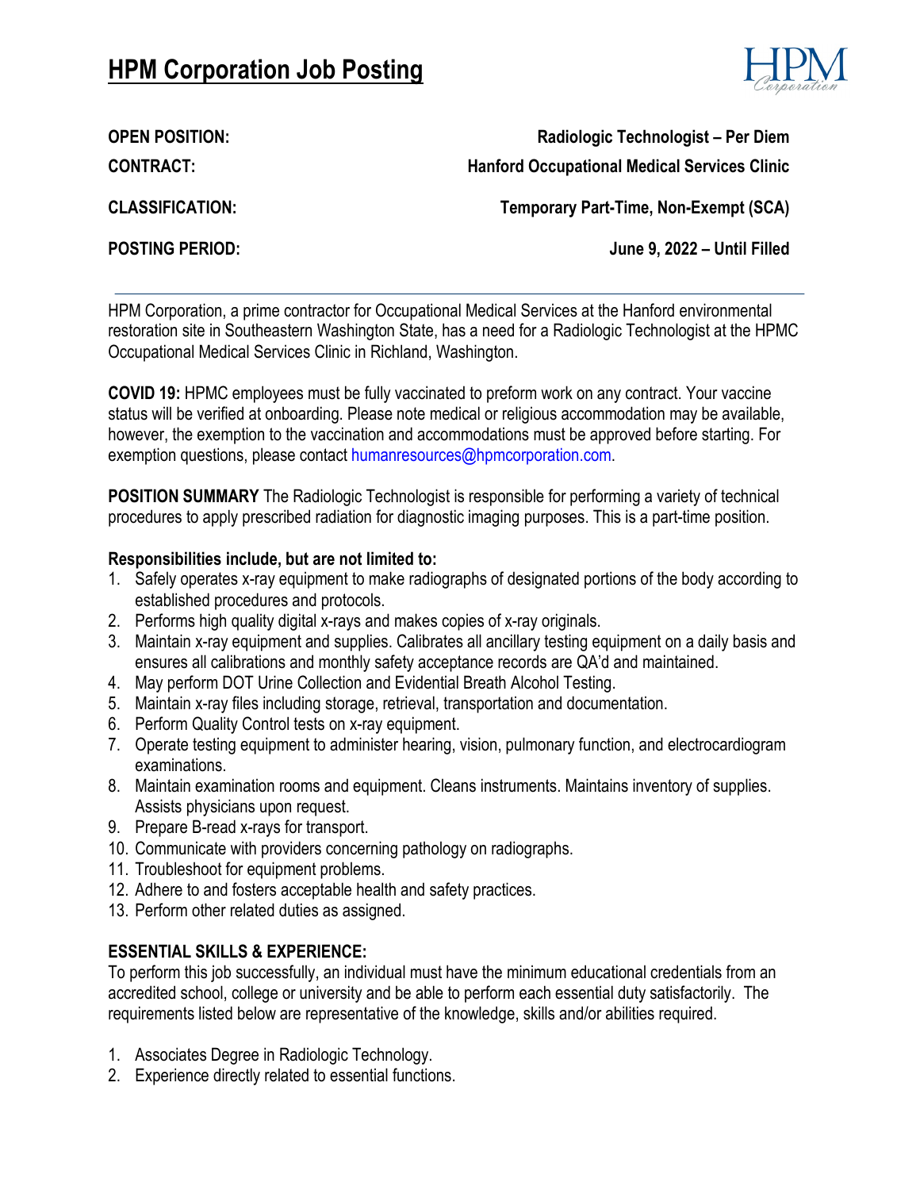# HPM Corporation Job Posting

**OPEN POSITION:** **Radiologic Technologist – Per Diem**

**CONTRACT:** **Hanford Occupational Medical Services Clinic**

**CLASSIFICATION:** **Temporary Part-Time, Non-Exempt (SCA)**

**POSTING PERIOD:** **June 9, 2022 – Until Filled**

---

HPM Corporation, a prime contractor for Occupational Medical Services at the Hanford environmental restoration site in Southeastern Washington State, has a need for a Radiologic Technologist at the HPMC Occupational Medical Services Clinic in Richland, Washington.

**COVID 19:** HPMC employees must be fully vaccinated to preform work on any contract. Your vaccine status will be verified at onboarding. Please note medical or religious accommodation may be available, however, the exemption to the vaccination and accommodations must be approved before starting. For exemption questions, please contact humanresources@hpmcorporation.com.

**POSITION SUMMARY** The Radiologic Technologist is responsible for performing a variety of technical procedures to apply prescribed radiation for diagnostic imaging purposes. This is a part-time position.

**Responsibilities include, but are not limited to:**

1. Safely operates x-ray equipment to make radiographs of designated portions of the body according to established procedures and protocols.
2. Performs high quality digital x-rays and makes copies of x-ray originals.
3. Maintain x-ray equipment and supplies. Calibrates all ancillary testing equipment on a daily basis and ensures all calibrations and monthly safety acceptance records are QA'd and maintained.
4. May perform DOT Urine Collection and Evidential Breath Alcohol Testing.
5. Maintain x-ray files including storage, retrieval, transportation and documentation.
6. Perform Quality Control tests on x-ray equipment.
7. Operate testing equipment to administer hearing, vision, pulmonary function, and electrocardiogram examinations.
8. Maintain examination rooms and equipment. Cleans instruments. Maintains inventory of supplies. Assists physicians upon request.
9. Prepare B-read x-rays for transport.
10. Communicate with providers concerning pathology on radiographs.
11. Troubleshoot for equipment problems.
12. Adhere to and fosters acceptable health and safety practices.
13. Perform other related duties as assigned.

**ESSENTIAL SKILLS & EXPERIENCE:**

To perform this job successfully, an individual must have the minimum educational credentials from an accredited school, college or university and be able to perform each essential duty satisfactorily. The requirements listed below are representative of the knowledge, skills and/or abilities required.

1. Associates Degree in Radiologic Technology.
2. Experience directly related to essential functions.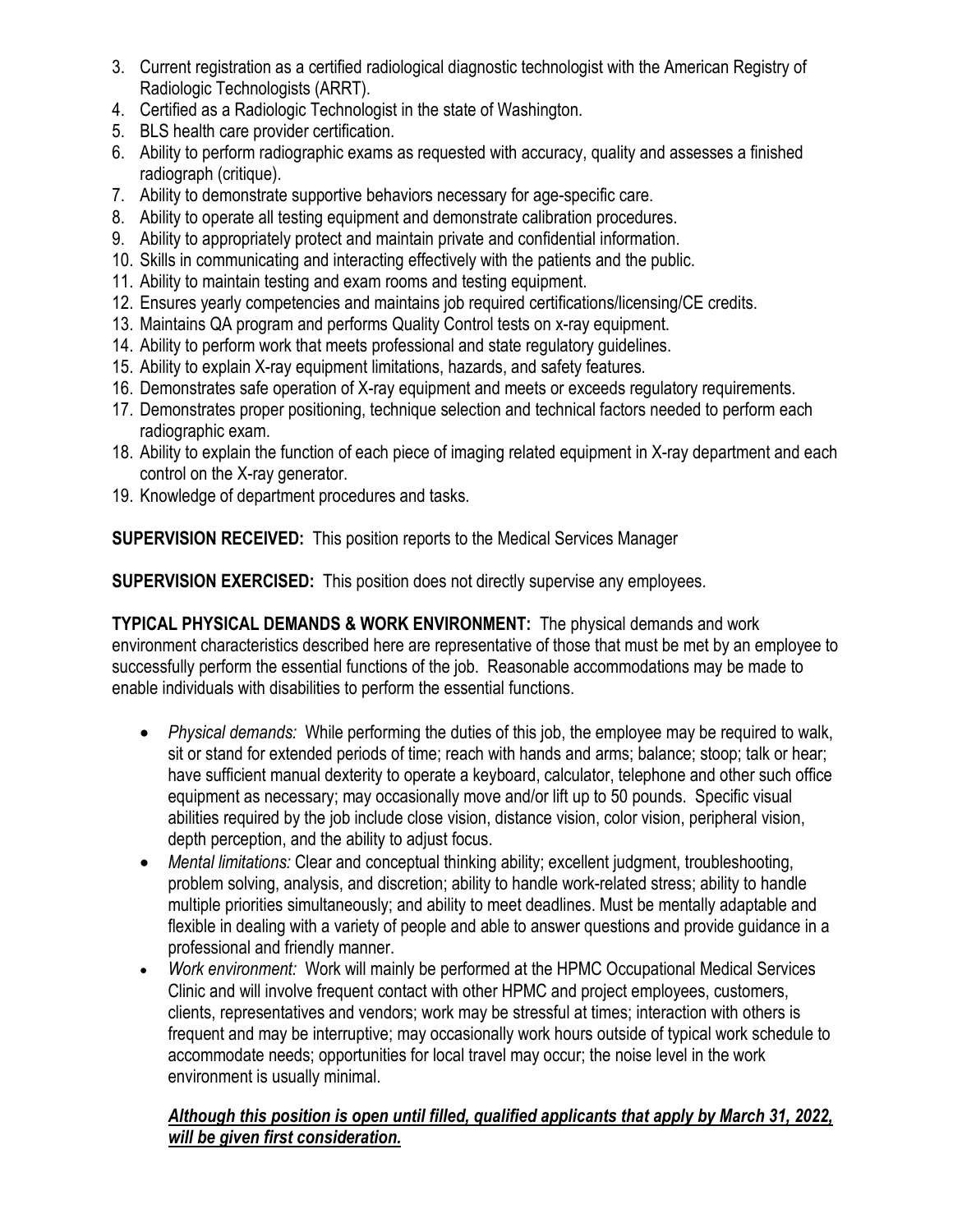3. Current registration as a certified radiological diagnostic technologist with the American Registry of Radiologic Technologists (ARRT).
4. Certified as a Radiologic Technologist in the state of Washington.
5. BLS health care provider certification.
6. Ability to perform radiographic exams as requested with accuracy, quality and assesses a finished radiograph (critique).
7. Ability to demonstrate supportive behaviors necessary for age-specific care.
8. Ability to operate all testing equipment and demonstrate calibration procedures.
9. Ability to appropriately protect and maintain private and confidential information.
10. Skills in communicating and interacting effectively with the patients and the public.
11. Ability to maintain testing and exam rooms and testing equipment.
12. Ensures yearly competencies and maintains job required certifications/licensing/CE credits.
13. Maintains QA program and performs Quality Control tests on x-ray equipment.
14. Ability to perform work that meets professional and state regulatory guidelines.
15. Ability to explain X-ray equipment limitations, hazards, and safety features.
16. Demonstrates safe operation of X-ray equipment and meets or exceeds regulatory requirements.
17. Demonstrates proper positioning, technique selection and technical factors needed to perform each radiographic exam.
18. Ability to explain the function of each piece of imaging related equipment in X-ray department and each control on the X-ray generator.
19. Knowledge of department procedures and tasks.

**SUPERVISION RECEIVED:** This position reports to the Medical Services Manager

**SUPERVISION EXERCISED:** This position does not directly supervise any employees.

**TYPICAL PHYSICAL DEMANDS & WORK ENVIRONMENT:** The physical demands and work environment characteristics described here are representative of those that must be met by an employee to successfully perform the essential functions of the job. Reasonable accommodations may be made to enable individuals with disabilities to perform the essential functions.

- *Physical demands:* While performing the duties of this job, the employee may be required to walk, sit or stand for extended periods of time; reach with hands and arms; balance; stoop; talk or hear; have sufficient manual dexterity to operate a keyboard, calculator, telephone and other such office equipment as necessary; may occasionally move and/or lift up to 50 pounds. Specific visual abilities required by the job include close vision, distance vision, color vision, peripheral vision, depth perception, and the ability to adjust focus.
- *Mental limitations:* Clear and conceptual thinking ability; excellent judgment, troubleshooting, problem solving, analysis, and discretion; ability to handle work-related stress; ability to handle multiple priorities simultaneously; and ability to meet deadlines. Must be mentally adaptable and flexible in dealing with a variety of people and able to answer questions and provide guidance in a professional and friendly manner.
- *Work environment:* Work will mainly be performed at the HPMC Occupational Medical Services Clinic and will involve frequent contact with other HPMC and project employees, customers, clients, representatives and vendors; work may be stressful at times; interaction with others is frequent and may be interruptive; may occasionally work hours outside of typical work schedule to accommodate needs; opportunities for local travel may occur; the noise level in the work environment is usually minimal.

***<u>Although this position is open until filled, qualified applicants that apply by March 31, 2022, will be given first consideration.</u>***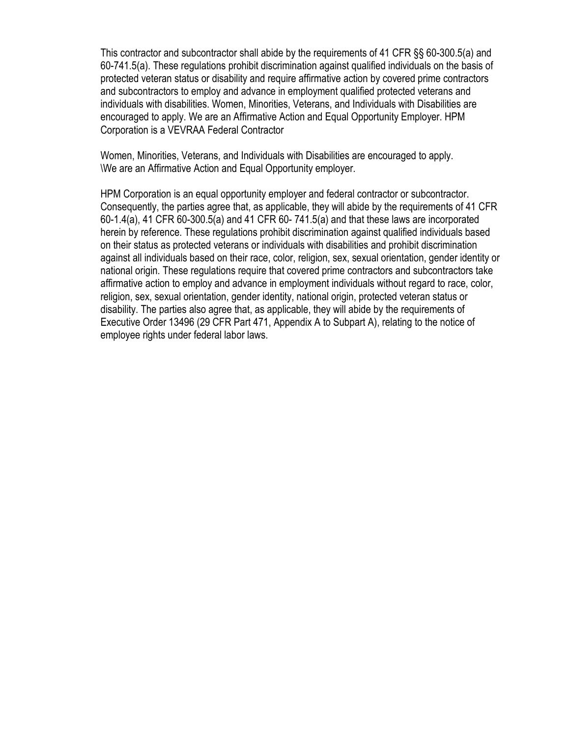This contractor and subcontractor shall abide by the requirements of 41 CFR §§ 60-300.5(a) and 60-741.5(a). These regulations prohibit discrimination against qualified individuals on the basis of protected veteran status or disability and require affirmative action by covered prime contractors and subcontractors to employ and advance in employment qualified protected veterans and individuals with disabilities. Women, Minorities, Veterans, and Individuals with Disabilities are encouraged to apply. We are an Affirmative Action and Equal Opportunity Employer. HPM Corporation is a VEVRAA Federal Contractor

Women, Minorities, Veterans, and Individuals with Disabilities are encouraged to apply.
\We are an Affirmative Action and Equal Opportunity employer.

HPM Corporation is an equal opportunity employer and federal contractor or subcontractor. Consequently, the parties agree that, as applicable, they will abide by the requirements of 41 CFR 60-1.4(a), 41 CFR 60-300.5(a) and 41 CFR 60- 741.5(a) and that these laws are incorporated herein by reference. These regulations prohibit discrimination against qualified individuals based on their status as protected veterans or individuals with disabilities and prohibit discrimination against all individuals based on their race, color, religion, sex, sexual orientation, gender identity or national origin. These regulations require that covered prime contractors and subcontractors take affirmative action to employ and advance in employment individuals without regard to race, color, religion, sex, sexual orientation, gender identity, national origin, protected veteran status or disability. The parties also agree that, as applicable, they will abide by the requirements of Executive Order 13496 (29 CFR Part 471, Appendix A to Subpart A), relating to the notice of employee rights under federal labor laws.